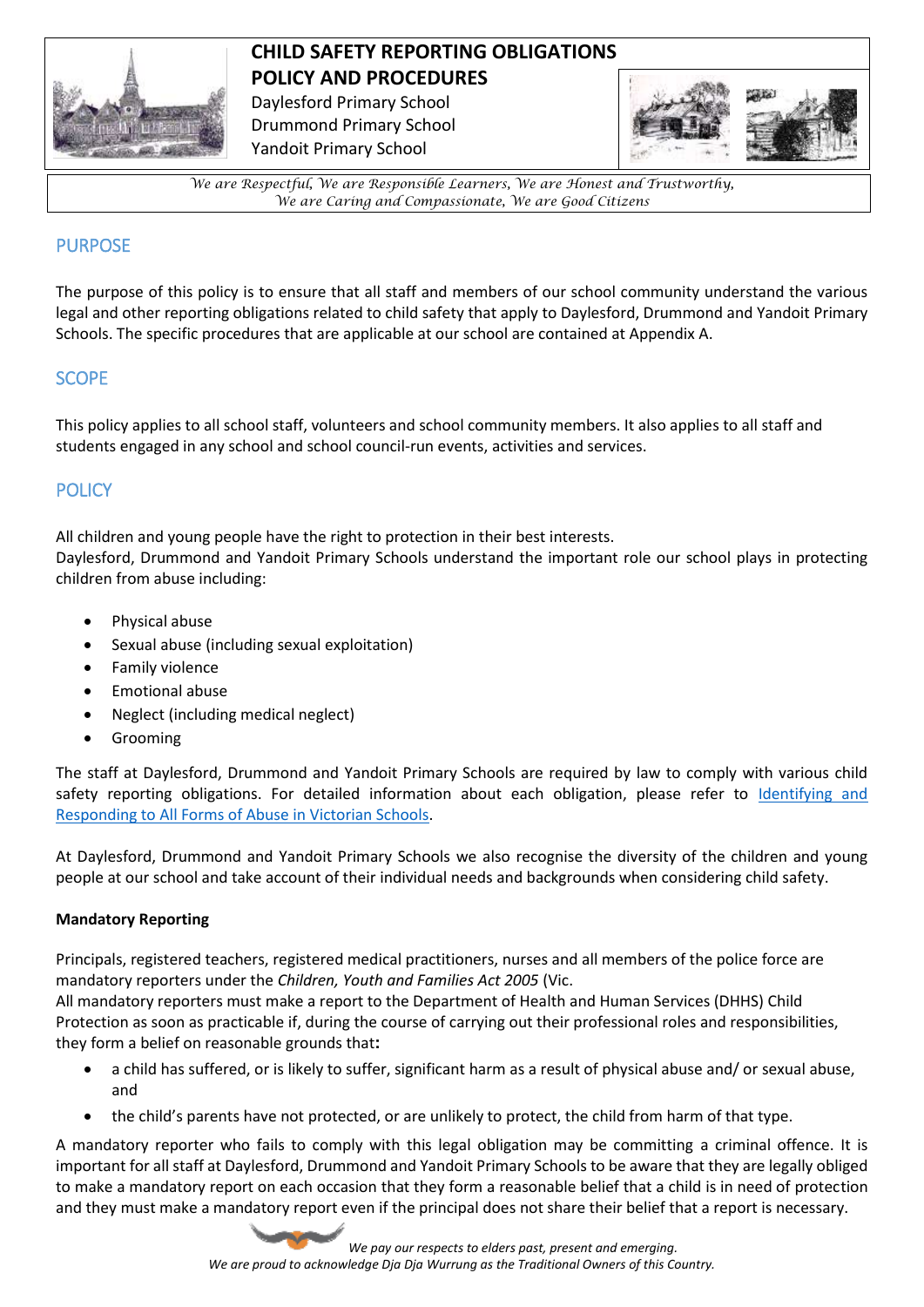# CHILD SAFETY REPORTING OBLIGATIONS POLICY AND PROCEDURES

Daylesford Primary School
Drummond Primary School
Yandoit Primary School

*We are Respectful, We are Responsible Learners, We are Honest and Trustworthy, We are Caring and Compassionate, We are Good Citizens*

## PURPOSE

The purpose of this policy is to ensure that all staff and members of our school community understand the various legal and other reporting obligations related to child safety that apply to Daylesford, Drummond and Yandoit Primary Schools. The specific procedures that are applicable at our school are contained at Appendix A.

## SCOPE

This policy applies to all school staff, volunteers and school community members. It also applies to all staff and students engaged in any school and school council-run events, activities and services.

## POLICY

All children and young people have the right to protection in their best interests.
Daylesford, Drummond and Yandoit Primary Schools understand the important role our school plays in protecting children from abuse including:

- Physical abuse
- Sexual abuse (including sexual exploitation)
- Family violence
- Emotional abuse
- Neglect (including medical neglect)
- Grooming

The staff at Daylesford, Drummond and Yandoit Primary Schools are required by law to comply with various child safety reporting obligations. For detailed information about each obligation, please refer to Identifying and Responding to All Forms of Abuse in Victorian Schools.

At Daylesford, Drummond and Yandoit Primary Schools we also recognise the diversity of the children and young people at our school and take account of their individual needs and backgrounds when considering child safety.

**Mandatory Reporting**

Principals, registered teachers, registered medical practitioners, nurses and all members of the police force are mandatory reporters under the *Children, Youth and Families Act 2005* (Vic.
All mandatory reporters must make a report to the Department of Health and Human Services (DHHS) Child Protection as soon as practicable if, during the course of carrying out their professional roles and responsibilities, they form a belief on reasonable grounds that**:**

- a child has suffered, or is likely to suffer, significant harm as a result of physical abuse and/ or sexual abuse, and
- the child's parents have not protected, or are unlikely to protect, the child from harm of that type.

A mandatory reporter who fails to comply with this legal obligation may be committing a criminal offence. It is important for all staff at Daylesford, Drummond and Yandoit Primary Schools to be aware that they are legally obliged to make a mandatory report on each occasion that they form a reasonable belief that a child is in need of protection and they must make a mandatory report even if the principal does not share their belief that a report is necessary.

*We pay our respects to elders past, present and emerging.*
*We are proud to acknowledge Dja Dja Wurrung as the Traditional Owners of this Country.*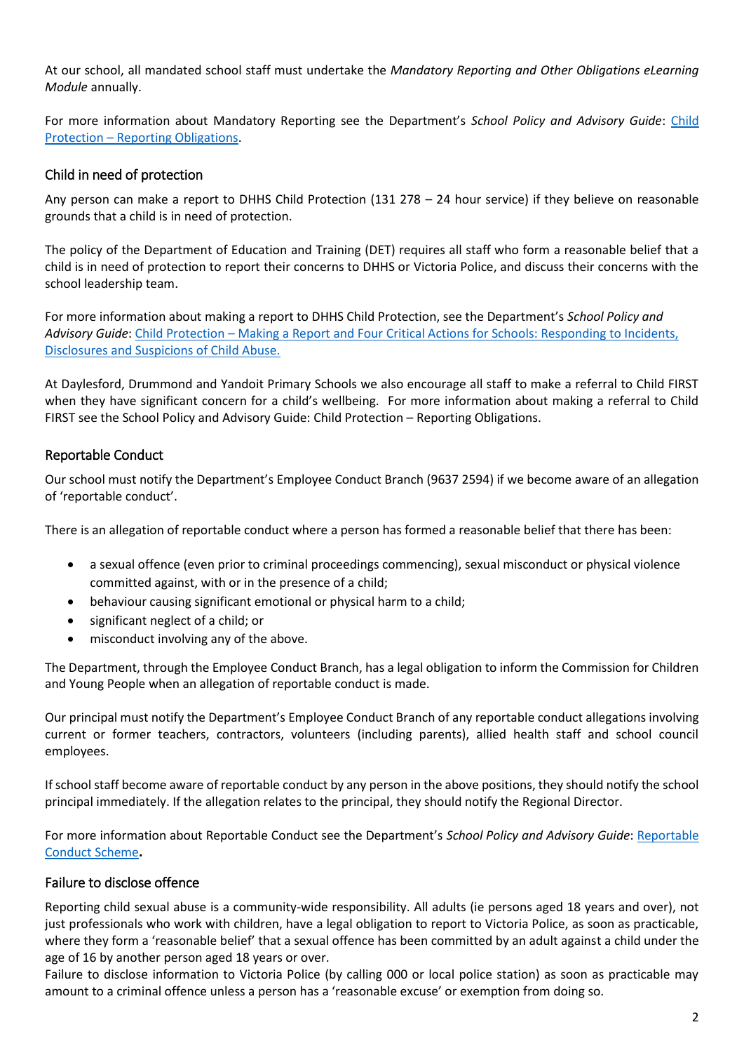At our school, all mandated school staff must undertake the *Mandatory Reporting and Other Obligations eLearning Module* annually.

For more information about Mandatory Reporting see the Department's *School Policy and Advisory Guide*: Child Protection – Reporting Obligations.

## Child in need of protection

Any person can make a report to DHHS Child Protection (131 278 – 24 hour service) if they believe on reasonable grounds that a child is in need of protection.

The policy of the Department of Education and Training (DET) requires all staff who form a reasonable belief that a child is in need of protection to report their concerns to DHHS or Victoria Police, and discuss their concerns with the school leadership team.

For more information about making a report to DHHS Child Protection, see the Department's *School Policy and Advisory Guide*: Child Protection – Making a Report and Four Critical Actions for Schools: Responding to Incidents, Disclosures and Suspicions of Child Abuse.

At Daylesford, Drummond and Yandoit Primary Schools we also encourage all staff to make a referral to Child FIRST when they have significant concern for a child's wellbeing. For more information about making a referral to Child FIRST see the School Policy and Advisory Guide: Child Protection – Reporting Obligations.

## Reportable Conduct

Our school must notify the Department's Employee Conduct Branch (9637 2594) if we become aware of an allegation of 'reportable conduct'.

There is an allegation of reportable conduct where a person has formed a reasonable belief that there has been:

- a sexual offence (even prior to criminal proceedings commencing), sexual misconduct or physical violence committed against, with or in the presence of a child;
- behaviour causing significant emotional or physical harm to a child;
- significant neglect of a child; or
- misconduct involving any of the above.

The Department, through the Employee Conduct Branch, has a legal obligation to inform the Commission for Children and Young People when an allegation of reportable conduct is made.

Our principal must notify the Department's Employee Conduct Branch of any reportable conduct allegations involving current or former teachers, contractors, volunteers (including parents), allied health staff and school council employees.

If school staff become aware of reportable conduct by any person in the above positions, they should notify the school principal immediately. If the allegation relates to the principal, they should notify the Regional Director.

For more information about Reportable Conduct see the Department's *School Policy and Advisory Guide*: Reportable Conduct Scheme**.**

## Failure to disclose offence

Reporting child sexual abuse is a community-wide responsibility. All adults (ie persons aged 18 years and over), not just professionals who work with children, have a legal obligation to report to Victoria Police, as soon as practicable, where they form a 'reasonable belief' that a sexual offence has been committed by an adult against a child under the age of 16 by another person aged 18 years or over.
Failure to disclose information to Victoria Police (by calling 000 or local police station) as soon as practicable may amount to a criminal offence unless a person has a 'reasonable excuse' or exemption from doing so.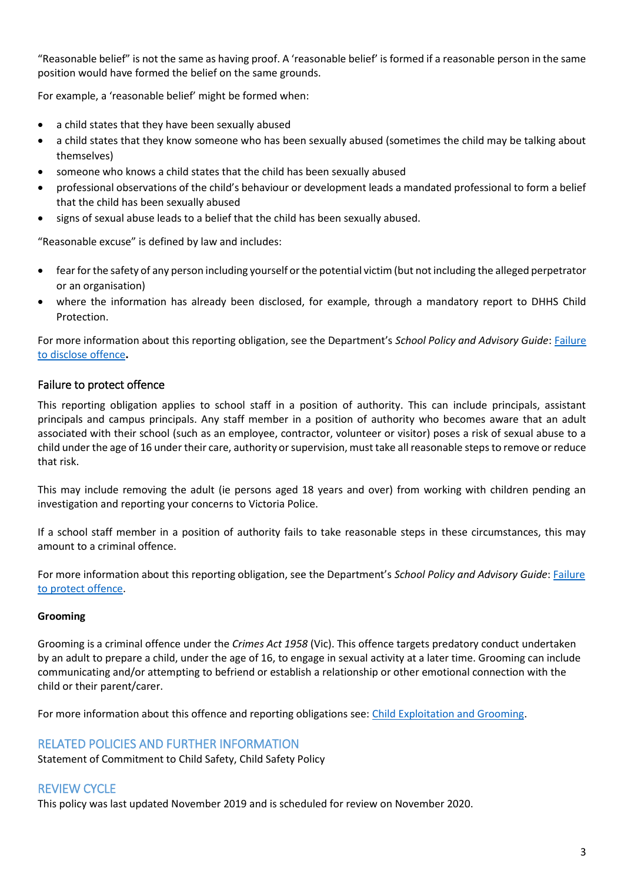"Reasonable belief" is not the same as having proof. A 'reasonable belief' is formed if a reasonable person in the same position would have formed the belief on the same grounds.

For example, a 'reasonable belief' might be formed when:

- a child states that they have been sexually abused
- a child states that they know someone who has been sexually abused (sometimes the child may be talking about themselves)
- someone who knows a child states that the child has been sexually abused
- professional observations of the child's behaviour or development leads a mandated professional to form a belief that the child has been sexually abused
- signs of sexual abuse leads to a belief that the child has been sexually abused.

"Reasonable excuse" is defined by law and includes:

- fear for the safety of any person including yourself or the potential victim (but not including the alleged perpetrator or an organisation)
- where the information has already been disclosed, for example, through a mandatory report to DHHS Child Protection.

For more information about this reporting obligation, see the Department's *School Policy and Advisory Guide*: [Failure to disclose offence](Failure to disclose offence)**.**

### Failure to protect offence

This reporting obligation applies to school staff in a position of authority. This can include principals, assistant principals and campus principals. Any staff member in a position of authority who becomes aware that an adult associated with their school (such as an employee, contractor, volunteer or visitor) poses a risk of sexual abuse to a child under the age of 16 under their care, authority or supervision, must take all reasonable steps to remove or reduce that risk.

This may include removing the adult (ie persons aged 18 years and over) from working with children pending an investigation and reporting your concerns to Victoria Police.

If a school staff member in a position of authority fails to take reasonable steps in these circumstances, this may amount to a criminal offence.

For more information about this reporting obligation, see the Department's *School Policy and Advisory Guide*: [Failure to protect offence](Failure to protect offence).

**Grooming**

Grooming is a criminal offence under the *Crimes Act 1958* (Vic). This offence targets predatory conduct undertaken by an adult to prepare a child, under the age of 16, to engage in sexual activity at a later time. Grooming can include communicating and/or attempting to befriend or establish a relationship or other emotional connection with the child or their parent/carer.

For more information about this offence and reporting obligations see: [Child Exploitation and Grooming](Child Exploitation and Grooming).

## RELATED POLICIES AND FURTHER INFORMATION

Statement of Commitment to Child Safety, Child Safety Policy

## REVIEW CYCLE

This policy was last updated November 2019 and is scheduled for review on November 2020.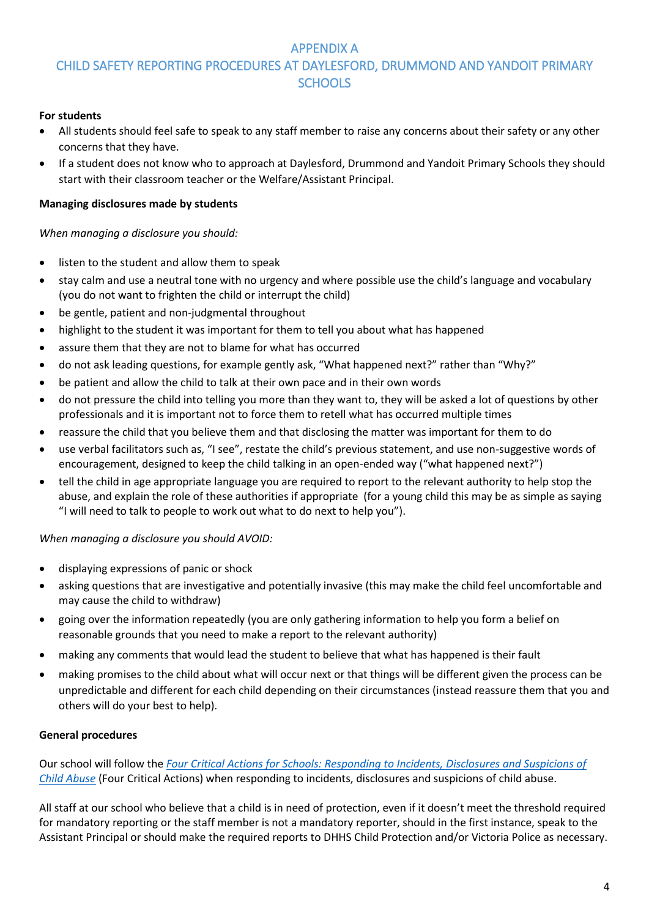## APPENDIX A
## CHILD SAFETY REPORTING PROCEDURES AT DAYLESFORD, DRUMMOND AND YANDOIT PRIMARY SCHOOLS

**For students**

- All students should feel safe to speak to any staff member to raise any concerns about their safety or any other concerns that they have.
- If a student does not know who to approach at Daylesford, Drummond and Yandoit Primary Schools they should start with their classroom teacher or the Welfare/Assistant Principal.

**Managing disclosures made by students**

*When managing a disclosure you should:*

- listen to the student and allow them to speak
- stay calm and use a neutral tone with no urgency and where possible use the child's language and vocabulary (you do not want to frighten the child or interrupt the child)
- be gentle, patient and non-judgmental throughout
- highlight to the student it was important for them to tell you about what has happened
- assure them that they are not to blame for what has occurred
- do not ask leading questions, for example gently ask, "What happened next?" rather than "Why?"
- be patient and allow the child to talk at their own pace and in their own words
- do not pressure the child into telling you more than they want to, they will be asked a lot of questions by other professionals and it is important not to force them to retell what has occurred multiple times
- reassure the child that you believe them and that disclosing the matter was important for them to do
- use verbal facilitators such as, "I see", restate the child's previous statement, and use non-suggestive words of encouragement, designed to keep the child talking in an open-ended way ("what happened next?")
- tell the child in age appropriate language you are required to report to the relevant authority to help stop the abuse, and explain the role of these authorities if appropriate (for a young child this may be as simple as saying "I will need to talk to people to work out what to do next to help you").

*When managing a disclosure you should AVOID:*

- displaying expressions of panic or shock
- asking questions that are investigative and potentially invasive (this may make the child feel uncomfortable and may cause the child to withdraw)
- going over the information repeatedly (you are only gathering information to help you form a belief on reasonable grounds that you need to make a report to the relevant authority)
- making any comments that would lead the student to believe that what has happened is their fault
- making promises to the child about what will occur next or that things will be different given the process can be unpredictable and different for each child depending on their circumstances (instead reassure them that you and others will do your best to help).

**General procedures**

Our school will follow the *Four Critical Actions for Schools: Responding to Incidents, Disclosures and Suspicions of Child Abuse* (Four Critical Actions) when responding to incidents, disclosures and suspicions of child abuse.

All staff at our school who believe that a child is in need of protection, even if it doesn't meet the threshold required for mandatory reporting or the staff member is not a mandatory reporter, should in the first instance, speak to the Assistant Principal or should make the required reports to DHHS Child Protection and/or Victoria Police as necessary.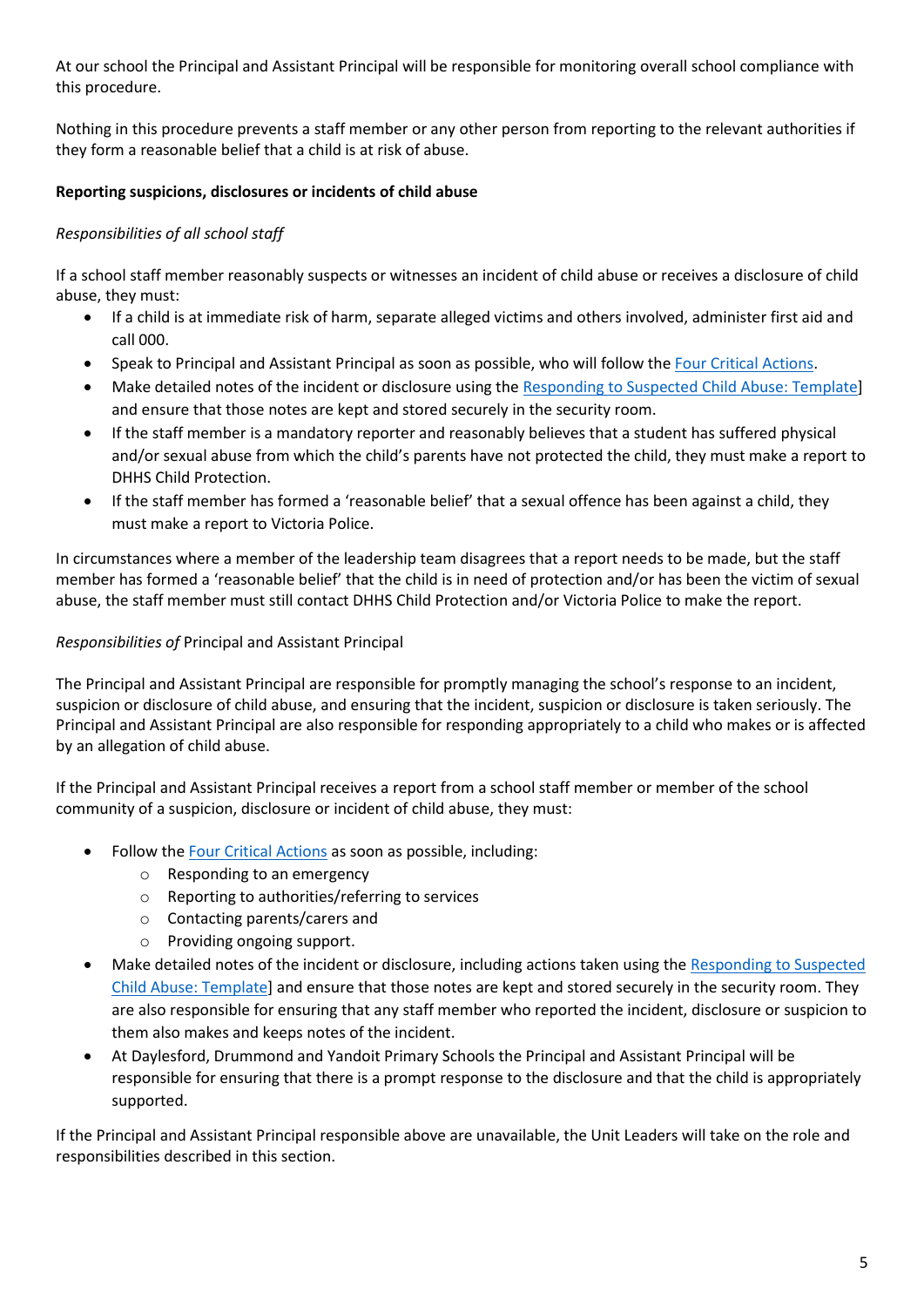At our school the Principal and Assistant Principal will be responsible for monitoring overall school compliance with this procedure.

Nothing in this procedure prevents a staff member or any other person from reporting to the relevant authorities if they form a reasonable belief that a child is at risk of abuse.

**Reporting suspicions, disclosures or incidents of child abuse**

*Responsibilities of all school staff*

If a school staff member reasonably suspects or witnesses an incident of child abuse or receives a disclosure of child abuse, they must:

- If a child is at immediate risk of harm, separate alleged victims and others involved, administer first aid and call 000.
- Speak to Principal and Assistant Principal as soon as possible, who will follow the Four Critical Actions.
- Make detailed notes of the incident or disclosure using the Responding to Suspected Child Abuse: Template] and ensure that those notes are kept and stored securely in the security room.
- If the staff member is a mandatory reporter and reasonably believes that a student has suffered physical and/or sexual abuse from which the child's parents have not protected the child, they must make a report to DHHS Child Protection.
- If the staff member has formed a 'reasonable belief' that a sexual offence has been against a child, they must make a report to Victoria Police.

In circumstances where a member of the leadership team disagrees that a report needs to be made, but the staff member has formed a 'reasonable belief' that the child is in need of protection and/or has been the victim of sexual abuse, the staff member must still contact DHHS Child Protection and/or Victoria Police to make the report.

*Responsibilities of* Principal and Assistant Principal

The Principal and Assistant Principal are responsible for promptly managing the school's response to an incident, suspicion or disclosure of child abuse, and ensuring that the incident, suspicion or disclosure is taken seriously. The Principal and Assistant Principal are also responsible for responding appropriately to a child who makes or is affected by an allegation of child abuse.

If the Principal and Assistant Principal receives a report from a school staff member or member of the school community of a suspicion, disclosure or incident of child abuse, they must:

- Follow the Four Critical Actions as soon as possible, including:
  - Responding to an emergency
  - Reporting to authorities/referring to services
  - Contacting parents/carers and
  - Providing ongoing support.
- Make detailed notes of the incident or disclosure, including actions taken using the Responding to Suspected Child Abuse: Template] and ensure that those notes are kept and stored securely in the security room. They are also responsible for ensuring that any staff member who reported the incident, disclosure or suspicion to them also makes and keeps notes of the incident.
- At Daylesford, Drummond and Yandoit Primary Schools the Principal and Assistant Principal will be responsible for ensuring that there is a prompt response to the disclosure and that the child is appropriately supported.

If the Principal and Assistant Principal responsible above are unavailable, the Unit Leaders will take on the role and responsibilities described in this section.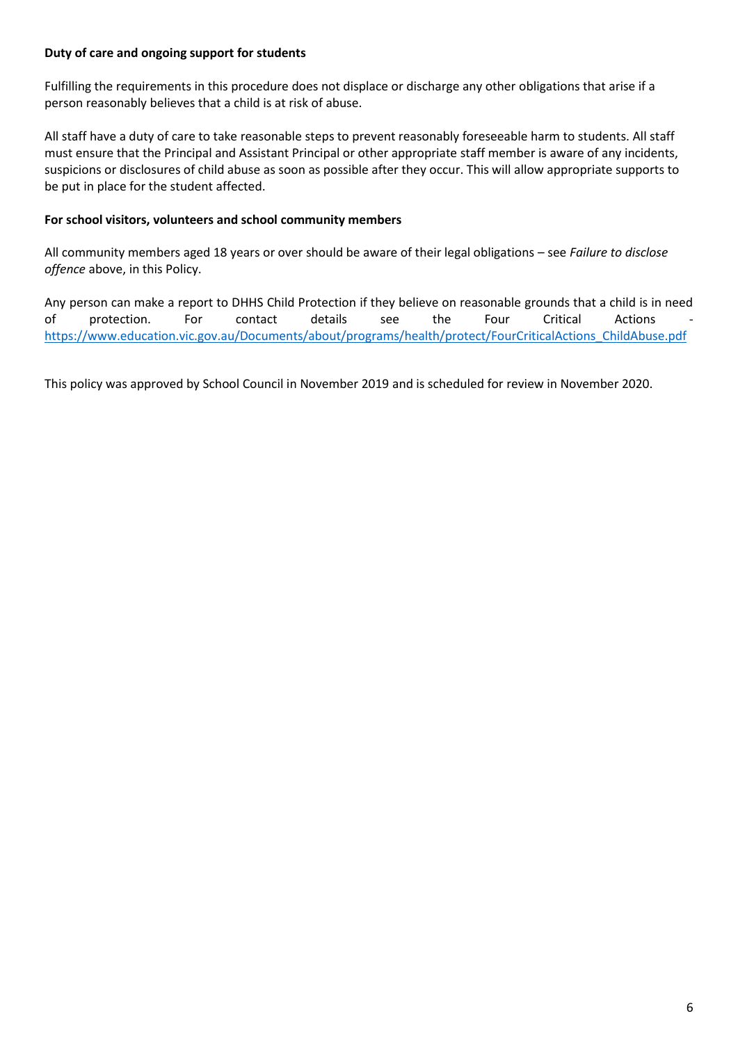**Duty of care and ongoing support for students**

Fulfilling the requirements in this procedure does not displace or discharge any other obligations that arise if a person reasonably believes that a child is at risk of abuse.

All staff have a duty of care to take reasonable steps to prevent reasonably foreseeable harm to students. All staff must ensure that the Principal and Assistant Principal or other appropriate staff member is aware of any incidents, suspicions or disclosures of child abuse as soon as possible after they occur. This will allow appropriate supports to be put in place for the student affected.

**For school visitors, volunteers and school community members**

All community members aged 18 years or over should be aware of their legal obligations – see *Failure to disclose offence* above, in this Policy.

Any person can make a report to DHHS Child Protection if they believe on reasonable grounds that a child is in need of protection. For contact details see the Four Critical Actions - https://www.education.vic.gov.au/Documents/about/programs/health/protect/FourCriticalActions_ChildAbuse.pdf

This policy was approved by School Council in November 2019 and is scheduled for review in November 2020.